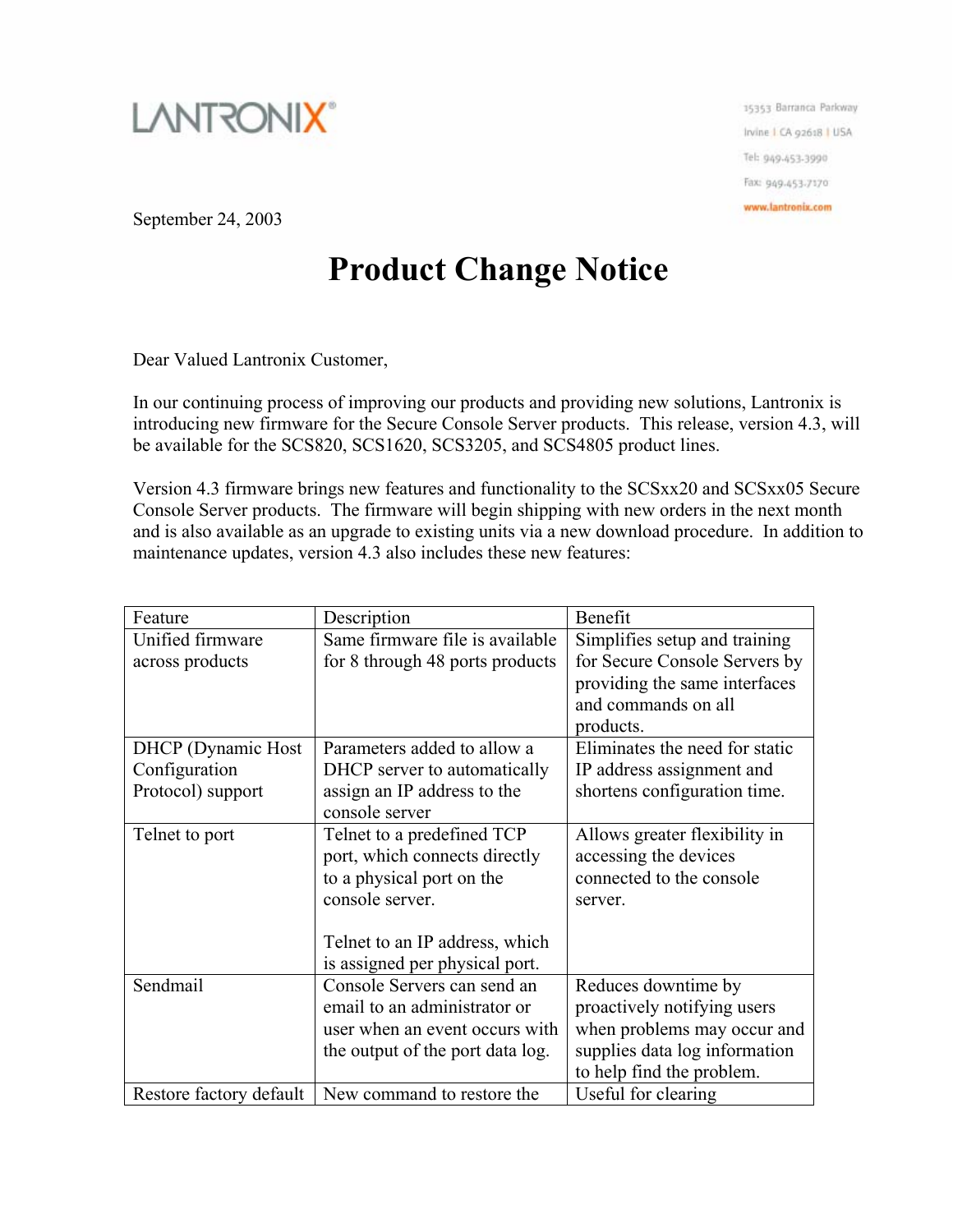LANTRONIX®

15353 Barranca Parkway
Irvine | CA 92618 | USA
Tel: 949-453-3990
Fax: 949-453-7170
www.lantronix.com

September 24, 2003

# Product Change Notice

Dear Valued Lantronix Customer,

In our continuing process of improving our products and providing new solutions, Lantronix is introducing new firmware for the Secure Console Server products. This release, version 4.3, will be available for the SCS820, SCS1620, SCS3205, and SCS4805 product lines.

Version 4.3 firmware brings new features and functionality to the SCSxx20 and SCSxx05 Secure Console Server products. The firmware will begin shipping with new orders in the next month and is also available as an upgrade to existing units via a new download procedure. In addition to maintenance updates, version 4.3 also includes these new features:

| Feature | Description | Benefit |
|---|---|---|
| Unified firmware across products | Same firmware file is available for 8 through 48 ports products | Simplifies setup and training for Secure Console Servers by providing the same interfaces and commands on all products. |
| DHCP (Dynamic Host Configuration Protocol) support | Parameters added to allow a DHCP server to automatically assign an IP address to the console server | Eliminates the need for static IP address assignment and shortens configuration time. |
| Telnet to port | Telnet to a predefined TCP port, which connects directly to a physical port on the console server.<br><br>Telnet to an IP address, which is assigned per physical port. | Allows greater flexibility in accessing the devices connected to the console server. |
| Sendmail | Console Servers can send an email to an administrator or user when an event occurs with the output of the port data log. | Reduces downtime by proactively notifying users when problems may occur and supplies data log information to help find the problem. |
| Restore factory default | New command to restore the | Useful for clearing |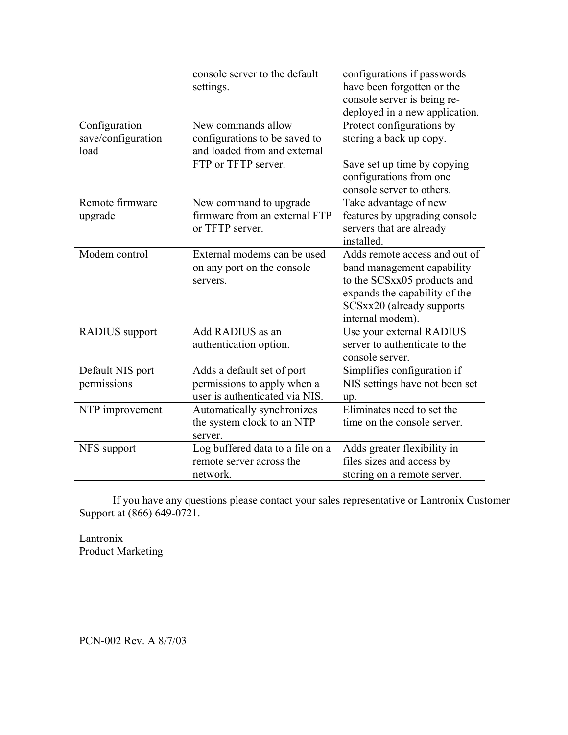| | | |
|---|---|---|
| | console server to the default settings. | configurations if passwords have been forgotten or the console server is being re-deployed in a new application. |
| Configuration save/configuration load | New commands allow configurations to be saved to and loaded from and external FTP or TFTP server. | Protect configurations by storing a back up copy.<br><br>Save set up time by copying configurations from one console server to others. |
| Remote firmware upgrade | New command to upgrade firmware from an external FTP or TFTP server. | Take advantage of new features by upgrading console servers that are already installed. |
| Modem control | External modems can be used on any port on the console servers. | Adds remote access and out of band management capability to the SCSxx05 products and expands the capability of the SCSxx20 (already supports internal modem). |
| RADIUS support | Add RADIUS as an authentication option. | Use your external RADIUS server to authenticate to the console server. |
| Default NIS port permissions | Adds a default set of port permissions to apply when a user is authenticated via NIS. | Simplifies configuration if NIS settings have not been set up. |
| NTP improvement | Automatically synchronizes the system clock to an NTP server. | Eliminates need to set the time on the console server. |
| NFS support | Log buffered data to a file on a remote server across the network. | Adds greater flexibility in files sizes and access by storing on a remote server. |

If you have any questions please contact your sales representative or Lantronix Customer Support at (866) 649-0721.

Lantronix
Product Marketing

PCN-002 Rev. A 8/7/03